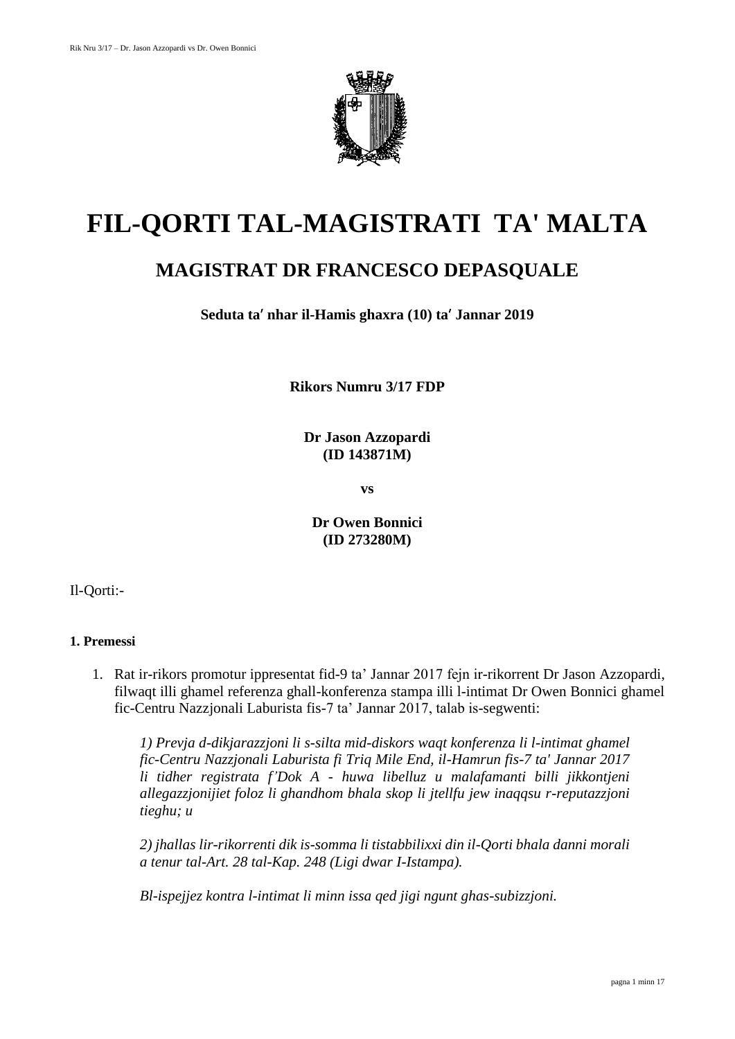# FIL-QORTI TAL-MAGISTRATI TA' MALTA

## MAGISTRAT DR FRANCESCO DEPASQUALE

**Seduta taʹ nhar il-Hamis ghaxra (10) taʹ Jannar 2019**

**Rikors Numru 3/17 FDP**

**Dr Jason Azzopardi**
**(ID 143871M)**

**vs**

**Dr Owen Bonnici**
**(ID 273280M)**

Il-Qorti:-

**1. Premessi**

1. Rat ir-rikors promotur ippresentat fid-9 ta' Jannar 2017 fejn ir-rikorrent Dr Jason Azzopardi, filwaqt illi ghamel referenza ghall-konferenza stampa illi l-intimat Dr Owen Bonnici ghamel fic-Centru Nazzjonali Laburista fis-7 ta' Jannar 2017, talab is-segwenti:

   *1) Prevja d-dikjarazzjoni li s-silta mid-diskors waqt konferenza li l-intimat ghamel fic-Centru Nazzjonali Laburista fi Triq Mile End, il-Hamrun fis-7 ta' Jannar 2017 li tidher registrata f'Dok A - huwa libelluz u malafamanti billi jikkontjeni allegazzjonijiet foloz li ghandhom bhala skop li jtellfu jew inaqqsu r-reputazzjoni tieghu; u*

   *2) jhallas lir-rikorrenti dik is-somma li tistabbilixxi din il-Qorti bhala danni morali a tenur tal-Art. 28 tal-Kap. 248 (Ligi dwar I-Istampa).*

   *Bl-ispejjez kontra l-intimat li minn issa qed jigi ngunt ghas-subizzjoni.*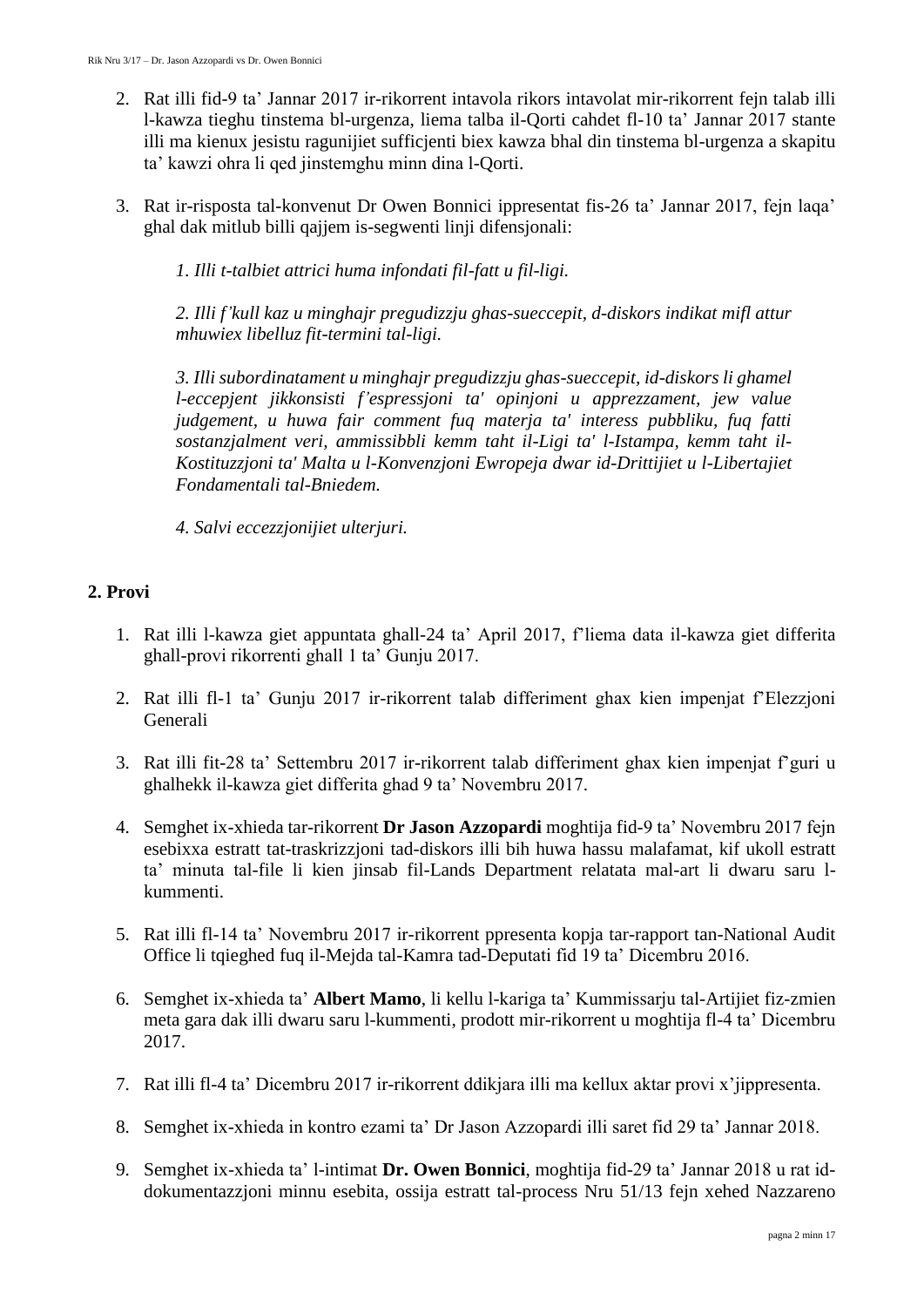2. Rat illi fid-9 ta' Jannar 2017 ir-rikorrent intavola rikors intavolat mir-rikorrent fejn talab illi l-kawza tieghu tinstema bl-urgenza, liema talba il-Qorti cahdet fl-10 ta' Jannar 2017 stante illi ma kienux jesistu ragunijiet sufficjenti biex kawza bhal din tinstema bl-urgenza a skapitu ta' kawzi ohra li qed jinstemghu minn dina l-Qorti.

3. Rat ir-risposta tal-konvenut Dr Owen Bonnici ippresentat fis-26 ta' Jannar 2017, fejn laqa' ghal dak mitlub billi qajjem is-segwenti linji difensjonali:

   *1. Illi t-talbiet attrici huma infondati fil-fatt u fil-ligi.*

   *2. Illi f'kull kaz u minghajr pregudizzju ghas-sueccepit, d-diskors indikat mifl attur mhuwiex libelluz fit-termini tal-ligi.*

   *3. Illi subordinatament u minghajr pregudizzju ghas-sueccepit, id-diskors li ghamel l-eccepjent jikkonsisti f'espressjoni ta' opinjoni u apprezzament, jew value judgement, u huwa fair comment fuq materja ta' interess pubbliku, fuq fatti sostanzjalment veri, ammissibbli kemm taht il-Ligi ta' l-Istampa, kemm taht il-Kostituzzjoni ta' Malta u l-Konvenzjoni Ewropeja dwar id-Drittijiet u l-Libertajiet Fondamentali tal-Bniedem.*

   *4. Salvi eccezzjonijiet ulterjuri.*

## 2. Provi

1. Rat illi l-kawza giet appuntata ghall-24 ta' April 2017, f'liema data il-kawza giet differita ghall-provi rikorrenti ghall 1 ta' Gunju 2017.

2. Rat illi fl-1 ta' Gunju 2017 ir-rikorrent talab differiment ghax kien impenjat f'Elezzjoni Generali

3. Rat illi fit-28 ta' Settembru 2017 ir-rikorrent talab differiment ghax kien impenjat f'guri u ghalhekk il-kawza giet differita ghad 9 ta' Novembru 2017.

4. Semghet ix-xhieda tar-rikorrent **Dr Jason Azzopardi** moghtija fid-9 ta' Novembru 2017 fejn esebixxa estratt tat-traskrizzjoni tad-diskors illi bih huwa hassu malafamat, kif ukoll estratt ta' minuta tal-file li kien jinsab fil-Lands Department relatata mal-art li dwaru saru l-kummenti.

5. Rat illi fl-14 ta' Novembru 2017 ir-rikorrent ppresenta kopja tar-rapport tan-National Audit Office li tqieghed fuq il-Mejda tal-Kamra tad-Deputati fid 19 ta' Dicembru 2016.

6. Semghet ix-xhieda ta' **Albert Mamo**, li kellu l-kariga ta' Kummissarju tal-Artijiet fiz-zmien meta gara dak illi dwaru saru l-kummenti, prodott mir-rikorrent u moghtija fl-4 ta' Dicembru 2017.

7. Rat illi fl-4 ta' Dicembru 2017 ir-rikorrent ddikjara illi ma kellux aktar provi x'jippresenta.

8. Semghet ix-xhieda in kontro ezami ta' Dr Jason Azzopardi illi saret fid 29 ta' Jannar 2018.

9. Semghet ix-xhieda ta' l-intimat **Dr. Owen Bonnici**, moghtija fid-29 ta' Jannar 2018 u rat id-dokumentazzjoni minnu esebita, ossija estratt tal-process Nru 51/13 fejn xehed Nazzareno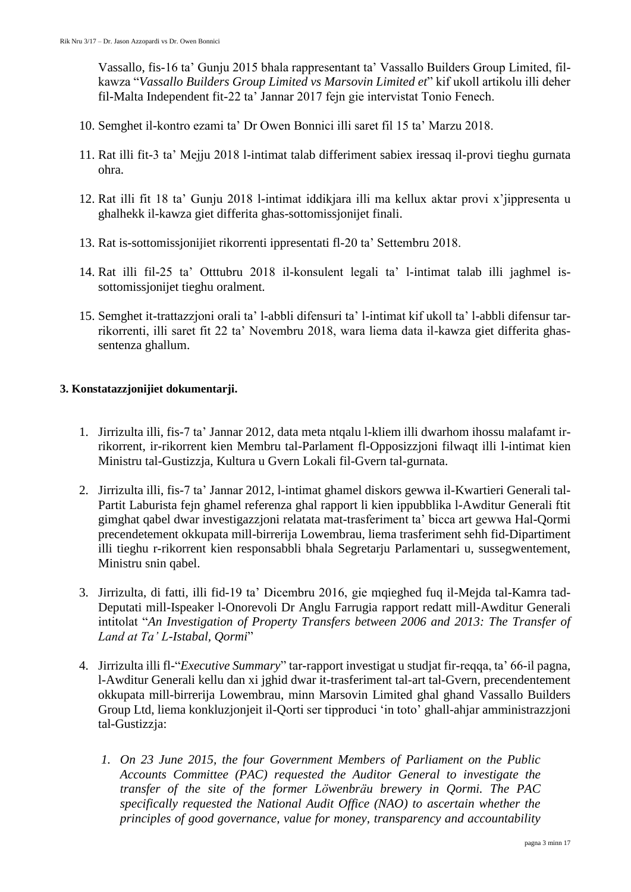Vassallo, fis-16 ta' Gunju 2015 bhala rappresentant ta' Vassallo Builders Group Limited, fil-kawza "*Vassallo Builders Group Limited vs Marsovin Limited et*" kif ukoll artikolu illi deher fil-Malta Independent fit-22 ta' Jannar 2017 fejn gie intervistat Tonio Fenech.

10. Semghet il-kontro ezami ta' Dr Owen Bonnici illi saret fil 15 ta' Marzu 2018.

11. Rat illi fit-3 ta' Mejju 2018 l-intimat talab differiment sabiex iressaq il-provi tieghu gurnata ohra.

12. Rat illi fit 18 ta' Gunju 2018 l-intimat iddikjara illi ma kellux aktar provi x'jippresenta u ghalhekk il-kawza giet differita ghas-sottomissjonijet finali.

13. Rat is-sottomissjonijiet rikorrenti ippresentati fl-20 ta' Settembru 2018.

14. Rat illi fil-25 ta' Otttubru 2018 il-konsulent legali ta' l-intimat talab illi jaghmel is-sottomissjonijet tieghu oralment.

15. Semghet it-trattazzjoni orali ta' l-abbli difensuri ta' l-intimat kif ukoll ta' l-abbli difensur tar-rikorrenti, illi saret fit 22 ta' Novembru 2018, wara liema data il-kawza giet differita ghas-sentenza ghallum.

### 3. Konstatazzjonijiet dokumentarji.

1. Jirrizulta illi, fis-7 ta' Jannar 2012, data meta ntqalu l-kliem illi dwarhom ihossu malafamt ir-rikorrent, ir-rikorrent kien Membru tal-Parlament fl-Opposizzjoni filwaqt illi l-intimat kien Ministru tal-Gustizzja, Kultura u Gvern Lokali fil-Gvern tal-gurnata.

2. Jirrizulta illi, fis-7 ta' Jannar 2012, l-intimat ghamel diskors gewwa il-Kwartieri Generali tal-Partit Laburista fejn ghamel referenza ghal rapport li kien ippubblika l-Awditur Generali ftit gimghat qabel dwar investigazzjoni relatata mat-trasferiment ta' bicca art gewwa Hal-Qormi precendetement okkupata mill-birrerija Lowembrau, liema trasferiment sehh fid-Dipartiment illi tieghu r-rikorrent kien responsabbli bhala Segretarju Parlamentari u, sussegwentement, Ministru snin qabel.

3. Jirrizulta, di fatti, illi fid-19 ta' Dicembru 2016, gie mqieghed fuq il-Mejda tal-Kamra tad-Deputati mill-Ispeaker l-Onorevoli Dr Anglu Farrugia rapport redatt mill-Awditur Generali intitolat "*An Investigation of Property Transfers between 2006 and 2013: The Transfer of Land at Ta' L-Istabal, Qormi*"

4. Jirrizulta illi fl-"*Executive Summary*" tar-rapport investigat u studjat fir-reqqa, ta' 66-il pagna, l-Awditur Generali kellu dan xi jghid dwar it-trasferiment tal-art tal-Gvern, precendentement okkupata mill-birrerija Lowembrau, minn Marsovin Limited ghal ghand Vassallo Builders Group Ltd, liema konkluzjonjeit il-Qorti ser tipproduci 'in toto' ghall-ahjar amministrazzjoni tal-Gustizzja:

   1. *On 23 June 2015, the four Government Members of Parliament on the Public Accounts Committee (PAC) requested the Auditor General to investigate the transfer of the site of the former Löwenbräu brewery in Qormi. The PAC specifically requested the National Audit Office (NAO) to ascertain whether the principles of good governance, value for money, transparency and accountability*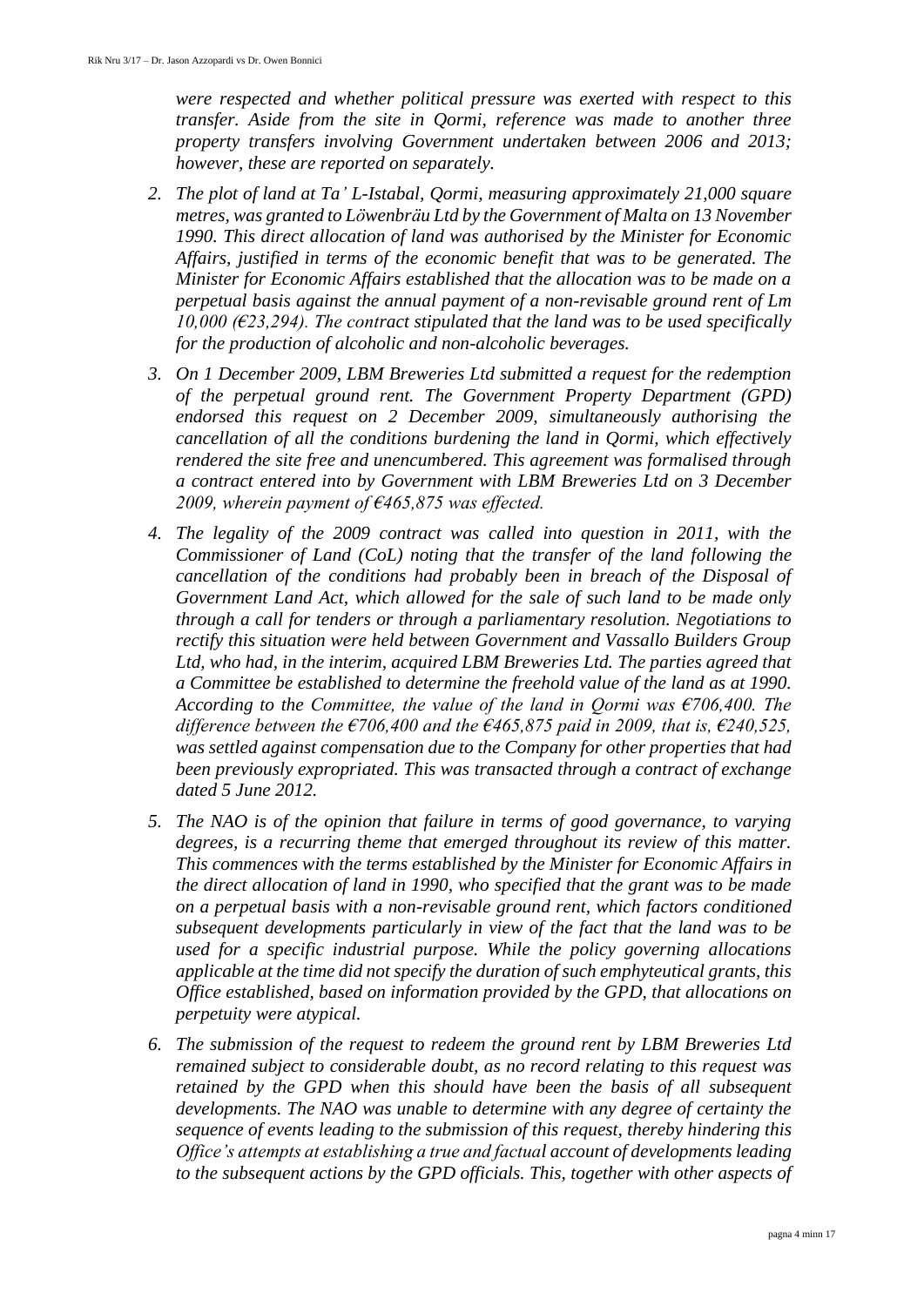*were respected and whether political pressure was exerted with respect to this transfer. Aside from the site in Qormi, reference was made to another three property transfers involving Government undertaken between 2006 and 2013; however, these are reported on separately.*

2. *The plot of land at Ta' L-Istabal, Qormi, measuring approximately 21,000 square metres, was granted to Löwenbräu Ltd by the Government of Malta on 13 November 1990. This direct allocation of land was authorised by the Minister for Economic Affairs, justified in terms of the economic benefit that was to be generated. The Minister for Economic Affairs established that the allocation was to be made on a perpetual basis against the annual payment of a non-revisable ground rent of Lm 10,000 (€23,294). The contract stipulated that the land was to be used specifically for the production of alcoholic and non-alcoholic beverages.*
3. *On 1 December 2009, LBM Breweries Ltd submitted a request for the redemption of the perpetual ground rent. The Government Property Department (GPD) endorsed this request on 2 December 2009, simultaneously authorising the cancellation of all the conditions burdening the land in Qormi, which effectively rendered the site free and unencumbered. This agreement was formalised through a contract entered into by Government with LBM Breweries Ltd on 3 December 2009, wherein payment of €465,875 was effected.*
4. *The legality of the 2009 contract was called into question in 2011, with the Commissioner of Land (CoL) noting that the transfer of the land following the cancellation of the conditions had probably been in breach of the Disposal of Government Land Act, which allowed for the sale of such land to be made only through a call for tenders or through a parliamentary resolution. Negotiations to rectify this situation were held between Government and Vassallo Builders Group Ltd, who had, in the interim, acquired LBM Breweries Ltd. The parties agreed that a Committee be established to determine the freehold value of the land as at 1990. According to the Committee, the value of the land in Qormi was €706,400. The difference between the €706,400 and the €465,875 paid in 2009, that is, €240,525, was settled against compensation due to the Company for other properties that had been previously expropriated. This was transacted through a contract of exchange dated 5 June 2012.*
5. *The NAO is of the opinion that failure in terms of good governance, to varying degrees, is a recurring theme that emerged throughout its review of this matter. This commences with the terms established by the Minister for Economic Affairs in the direct allocation of land in 1990, who specified that the grant was to be made on a perpetual basis with a non-revisable ground rent, which factors conditioned subsequent developments particularly in view of the fact that the land was to be used for a specific industrial purpose. While the policy governing allocations applicable at the time did not specify the duration of such emphyteutical grants, this Office established, based on information provided by the GPD, that allocations on perpetuity were atypical.*
6. *The submission of the request to redeem the ground rent by LBM Breweries Ltd remained subject to considerable doubt, as no record relating to this request was retained by the GPD when this should have been the basis of all subsequent developments. The NAO was unable to determine with any degree of certainty the sequence of events leading to the submission of this request, thereby hindering this Office's attempts at establishing a true and factual account of developments leading to the subsequent actions by the GPD officials. This, together with other aspects of*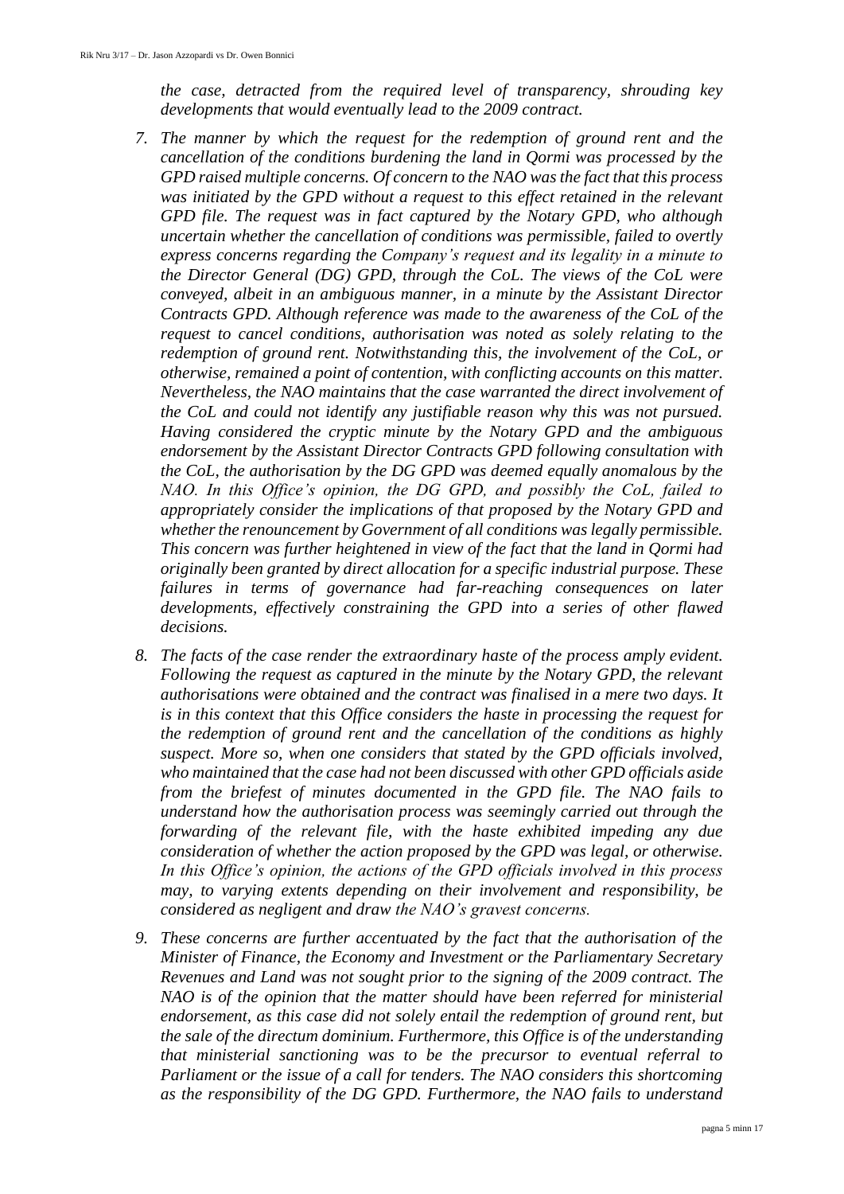*the case, detracted from the required level of transparency, shrouding key developments that would eventually lead to the 2009 contract.*

7. *The manner by which the request for the redemption of ground rent and the cancellation of the conditions burdening the land in Qormi was processed by the GPD raised multiple concerns. Of concern to the NAO was the fact that this process was initiated by the GPD without a request to this effect retained in the relevant GPD file. The request was in fact captured by the Notary GPD, who although uncertain whether the cancellation of conditions was permissible, failed to overtly express concerns regarding the Company's request and its legality in a minute to the Director General (DG) GPD, through the CoL. The views of the CoL were conveyed, albeit in an ambiguous manner, in a minute by the Assistant Director Contracts GPD. Although reference was made to the awareness of the CoL of the request to cancel conditions, authorisation was noted as solely relating to the redemption of ground rent. Notwithstanding this, the involvement of the CoL, or otherwise, remained a point of contention, with conflicting accounts on this matter. Nevertheless, the NAO maintains that the case warranted the direct involvement of the CoL and could not identify any justifiable reason why this was not pursued. Having considered the cryptic minute by the Notary GPD and the ambiguous endorsement by the Assistant Director Contracts GPD following consultation with the CoL, the authorisation by the DG GPD was deemed equally anomalous by the NAO. In this Office's opinion, the DG GPD, and possibly the CoL, failed to appropriately consider the implications of that proposed by the Notary GPD and whether the renouncement by Government of all conditions was legally permissible. This concern was further heightened in view of the fact that the land in Qormi had originally been granted by direct allocation for a specific industrial purpose. These failures in terms of governance had far-reaching consequences on later developments, effectively constraining the GPD into a series of other flawed decisions.*

8. *The facts of the case render the extraordinary haste of the process amply evident. Following the request as captured in the minute by the Notary GPD, the relevant authorisations were obtained and the contract was finalised in a mere two days. It is in this context that this Office considers the haste in processing the request for the redemption of ground rent and the cancellation of the conditions as highly suspect. More so, when one considers that stated by the GPD officials involved, who maintained that the case had not been discussed with other GPD officials aside from the briefest of minutes documented in the GPD file. The NAO fails to understand how the authorisation process was seemingly carried out through the forwarding of the relevant file, with the haste exhibited impeding any due consideration of whether the action proposed by the GPD was legal, or otherwise. In this Office's opinion, the actions of the GPD officials involved in this process may, to varying extents depending on their involvement and responsibility, be considered as negligent and draw the NAO's gravest concerns.*

9. *These concerns are further accentuated by the fact that the authorisation of the Minister of Finance, the Economy and Investment or the Parliamentary Secretary Revenues and Land was not sought prior to the signing of the 2009 contract. The NAO is of the opinion that the matter should have been referred for ministerial endorsement, as this case did not solely entail the redemption of ground rent, but the sale of the directum dominium. Furthermore, this Office is of the understanding that ministerial sanctioning was to be the precursor to eventual referral to Parliament or the issue of a call for tenders. The NAO considers this shortcoming as the responsibility of the DG GPD. Furthermore, the NAO fails to understand*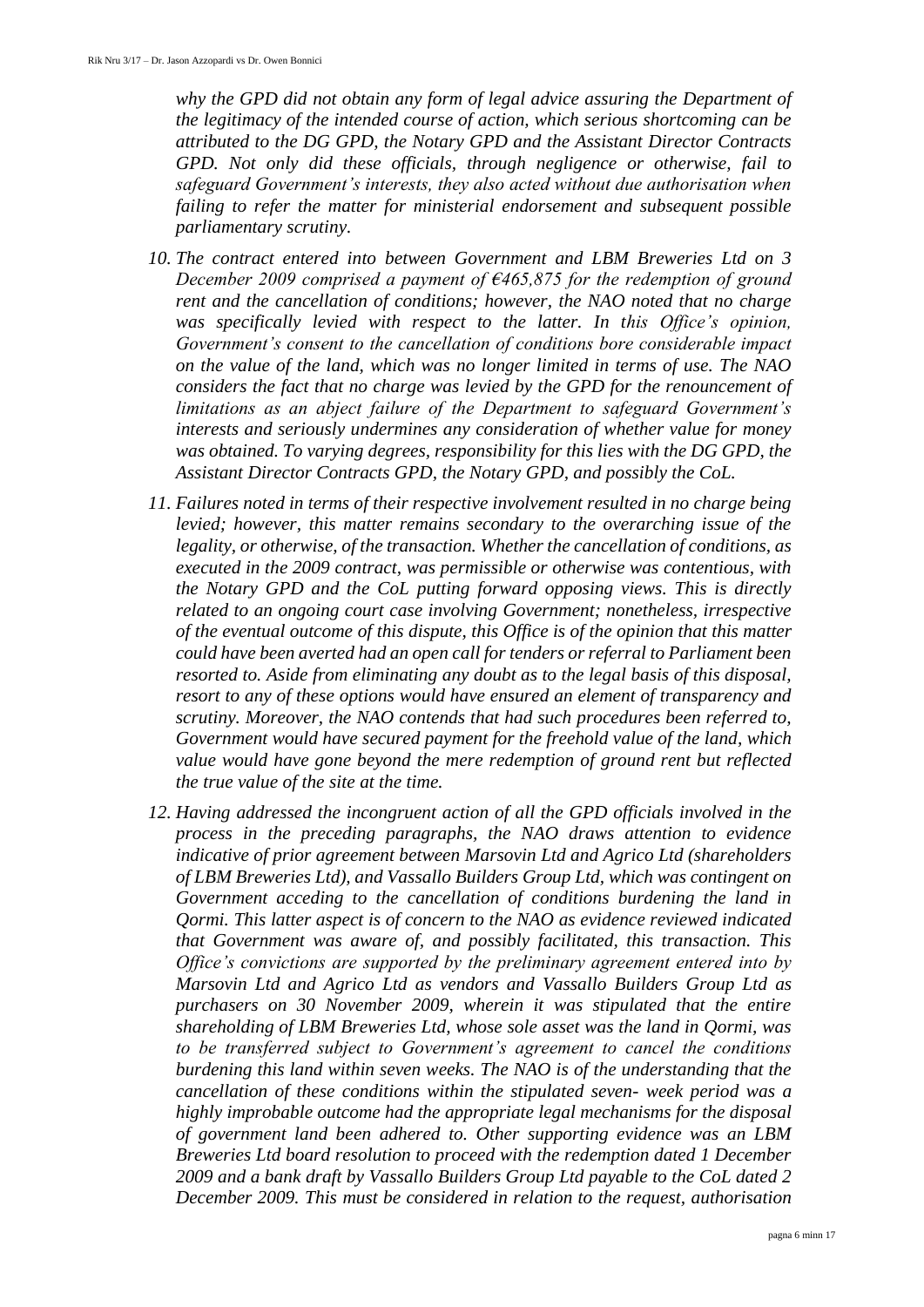*why the GPD did not obtain any form of legal advice assuring the Department of the legitimacy of the intended course of action, which serious shortcoming can be attributed to the DG GPD, the Notary GPD and the Assistant Director Contracts GPD. Not only did these officials, through negligence or otherwise, fail to safeguard Government's interests, they also acted without due authorisation when failing to refer the matter for ministerial endorsement and subsequent possible parliamentary scrutiny.*

10. *The contract entered into between Government and LBM Breweries Ltd on 3 December 2009 comprised a payment of €465,875 for the redemption of ground rent and the cancellation of conditions; however, the NAO noted that no charge was specifically levied with respect to the latter. In this Office's opinion, Government's consent to the cancellation of conditions bore considerable impact on the value of the land, which was no longer limited in terms of use. The NAO considers the fact that no charge was levied by the GPD for the renouncement of limitations as an abject failure of the Department to safeguard Government's interests and seriously undermines any consideration of whether value for money was obtained. To varying degrees, responsibility for this lies with the DG GPD, the Assistant Director Contracts GPD, the Notary GPD, and possibly the CoL.*

11. *Failures noted in terms of their respective involvement resulted in no charge being levied; however, this matter remains secondary to the overarching issue of the legality, or otherwise, of the transaction. Whether the cancellation of conditions, as executed in the 2009 contract, was permissible or otherwise was contentious, with the Notary GPD and the CoL putting forward opposing views. This is directly related to an ongoing court case involving Government; nonetheless, irrespective of the eventual outcome of this dispute, this Office is of the opinion that this matter could have been averted had an open call for tenders or referral to Parliament been resorted to. Aside from eliminating any doubt as to the legal basis of this disposal, resort to any of these options would have ensured an element of transparency and scrutiny. Moreover, the NAO contends that had such procedures been referred to, Government would have secured payment for the freehold value of the land, which value would have gone beyond the mere redemption of ground rent but reflected the true value of the site at the time.*

12. *Having addressed the incongruent action of all the GPD officials involved in the process in the preceding paragraphs, the NAO draws attention to evidence indicative of prior agreement between Marsovin Ltd and Agrico Ltd (shareholders of LBM Breweries Ltd), and Vassallo Builders Group Ltd, which was contingent on Government acceding to the cancellation of conditions burdening the land in Qormi. This latter aspect is of concern to the NAO as evidence reviewed indicated that Government was aware of, and possibly facilitated, this transaction. This Office's convictions are supported by the preliminary agreement entered into by Marsovin Ltd and Agrico Ltd as vendors and Vassallo Builders Group Ltd as purchasers on 30 November 2009, wherein it was stipulated that the entire shareholding of LBM Breweries Ltd, whose sole asset was the land in Qormi, was to be transferred subject to Government's agreement to cancel the conditions burdening this land within seven weeks. The NAO is of the understanding that the cancellation of these conditions within the stipulated seven- week period was a highly improbable outcome had the appropriate legal mechanisms for the disposal of government land been adhered to. Other supporting evidence was an LBM Breweries Ltd board resolution to proceed with the redemption dated 1 December 2009 and a bank draft by Vassallo Builders Group Ltd payable to the CoL dated 2 December 2009. This must be considered in relation to the request, authorisation*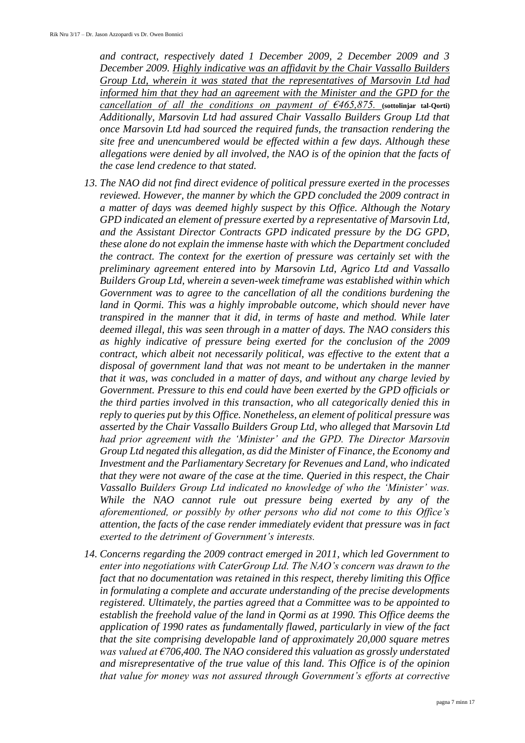*and contract, respectively dated 1 December 2009, 2 December 2009 and 3 December 2009. Highly indicative was an affidavit by the Chair Vassallo Builders Group Ltd, wherein it was stated that the representatives of Marsovin Ltd had informed him that they had an agreement with the Minister and the GPD for the cancellation of all the conditions on payment of €465,875.* **(sottolinjar tal-Qorti)** *Additionally, Marsovin Ltd had assured Chair Vassallo Builders Group Ltd that once Marsovin Ltd had sourced the required funds, the transaction rendering the site free and unencumbered would be effected within a few days. Although these allegations were denied by all involved, the NAO is of the opinion that the facts of the case lend credence to that stated.*

13. *The NAO did not find direct evidence of political pressure exerted in the processes reviewed. However, the manner by which the GPD concluded the 2009 contract in a matter of days was deemed highly suspect by this Office. Although the Notary GPD indicated an element of pressure exerted by a representative of Marsovin Ltd, and the Assistant Director Contracts GPD indicated pressure by the DG GPD, these alone do not explain the immense haste with which the Department concluded the contract. The context for the exertion of pressure was certainly set with the preliminary agreement entered into by Marsovin Ltd, Agrico Ltd and Vassallo Builders Group Ltd, wherein a seven-week timeframe was established within which Government was to agree to the cancellation of all the conditions burdening the land in Qormi. This was a highly improbable outcome, which should never have transpired in the manner that it did, in terms of haste and method. While later deemed illegal, this was seen through in a matter of days. The NAO considers this as highly indicative of pressure being exerted for the conclusion of the 2009 contract, which albeit not necessarily political, was effective to the extent that a disposal of government land that was not meant to be undertaken in the manner that it was, was concluded in a matter of days, and without any charge levied by Government. Pressure to this end could have been exerted by the GPD officials or the third parties involved in this transaction, who all categorically denied this in reply to queries put by this Office. Nonetheless, an element of political pressure was asserted by the Chair Vassallo Builders Group Ltd, who alleged that Marsovin Ltd had prior agreement with the 'Minister' and the GPD. The Director Marsovin Group Ltd negated this allegation, as did the Minister of Finance, the Economy and Investment and the Parliamentary Secretary for Revenues and Land, who indicated that they were not aware of the case at the time. Queried in this respect, the Chair Vassallo Builders Group Ltd indicated no knowledge of who the 'Minister' was. While the NAO cannot rule out pressure being exerted by any of the aforementioned, or possibly by other persons who did not come to this Office's attention, the facts of the case render immediately evident that pressure was in fact exerted to the detriment of Government's interests.*

14. *Concerns regarding the 2009 contract emerged in 2011, which led Government to enter into negotiations with CaterGroup Ltd. The NAO's concern was drawn to the fact that no documentation was retained in this respect, thereby limiting this Office in formulating a complete and accurate understanding of the precise developments registered. Ultimately, the parties agreed that a Committee was to be appointed to establish the freehold value of the land in Qormi as at 1990. This Office deems the application of 1990 rates as fundamentally flawed, particularly in view of the fact that the site comprising developable land of approximately 20,000 square metres was valued at €706,400. The NAO considered this valuation as grossly understated and misrepresentative of the true value of this land. This Office is of the opinion that value for money was not assured through Government's efforts at corrective*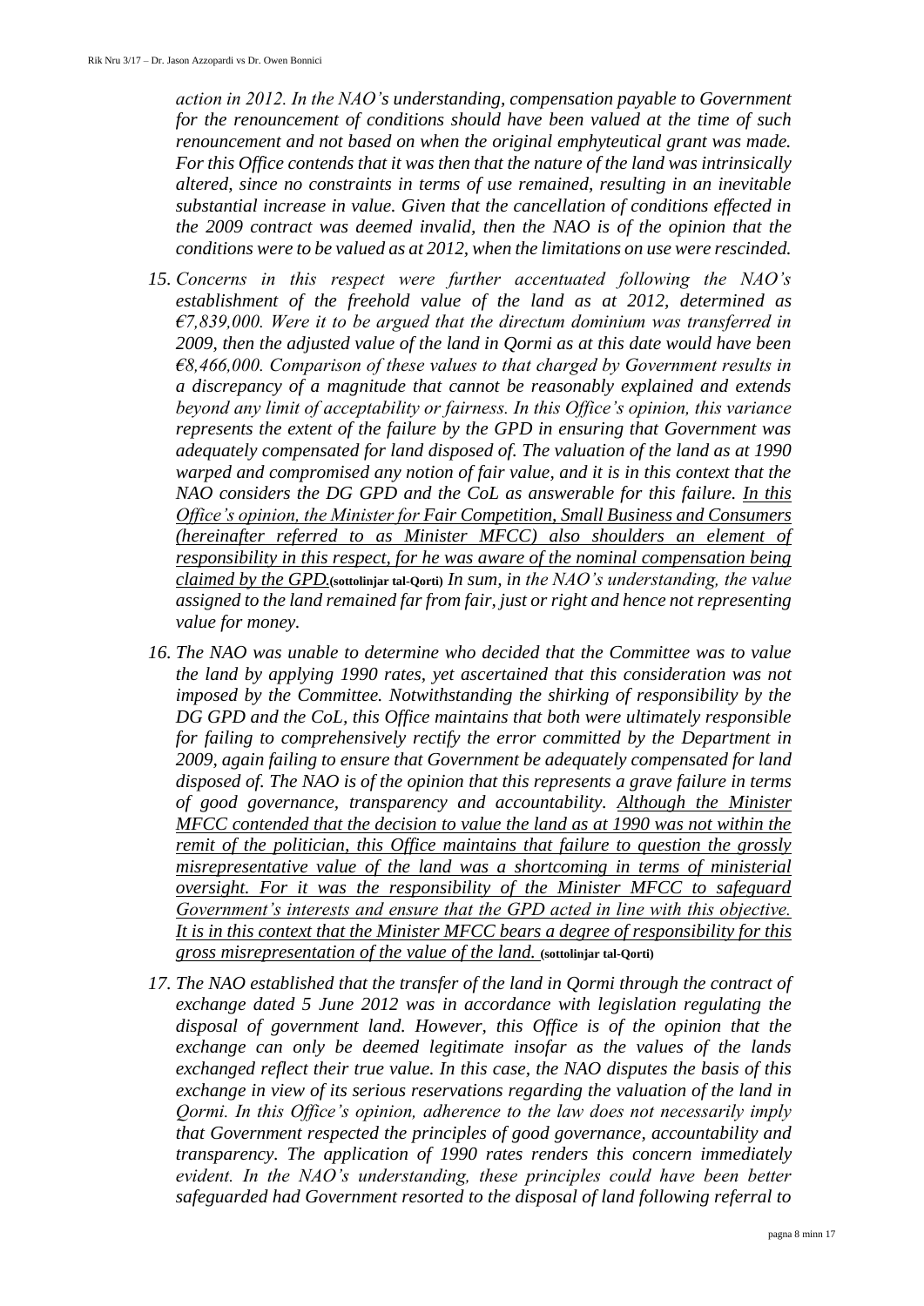*action in 2012. In the NAO's understanding, compensation payable to Government for the renouncement of conditions should have been valued at the time of such renouncement and not based on when the original emphyteutical grant was made. For this Office contends that it was then that the nature of the land was intrinsically altered, since no constraints in terms of use remained, resulting in an inevitable substantial increase in value. Given that the cancellation of conditions effected in the 2009 contract was deemed invalid, then the NAO is of the opinion that the conditions were to be valued as at 2012, when the limitations on use were rescinded.*

15. *Concerns in this respect were further accentuated following the NAO's establishment of the freehold value of the land as at 2012, determined as €7,839,000. Were it to be argued that the directum dominium was transferred in 2009, then the adjusted value of the land in Qormi as at this date would have been €8,466,000. Comparison of these values to that charged by Government results in a discrepancy of a magnitude that cannot be reasonably explained and extends beyond any limit of acceptability or fairness. In this Office's opinion, this variance represents the extent of the failure by the GPD in ensuring that Government was adequately compensated for land disposed of. The valuation of the land as at 1990 warped and compromised any notion of fair value, and it is in this context that the NAO considers the DG GPD and the CoL as answerable for this failure. <u>In this Office's opinion, the Minister for Fair Competition, Small Business and Consumers (hereinafter referred to as Minister MFCC) also shoulders an element of responsibility in this respect, for he was aware of the nominal compensation being claimed by the GPD.</u>* **(sottolinjar tal-Qorti)** *In sum, in the NAO's understanding, the value assigned to the land remained far from fair, just or right and hence not representing value for money.*

16. *The NAO was unable to determine who decided that the Committee was to value the land by applying 1990 rates, yet ascertained that this consideration was not imposed by the Committee. Notwithstanding the shirking of responsibility by the DG GPD and the CoL, this Office maintains that both were ultimately responsible for failing to comprehensively rectify the error committed by the Department in 2009, again failing to ensure that Government be adequately compensated for land disposed of. The NAO is of the opinion that this represents a grave failure in terms of good governance, transparency and accountability. <u>Although the Minister MFCC contended that the decision to value the land as at 1990 was not within the remit of the politician, this Office maintains that failure to question the grossly misrepresentative value of the land was a shortcoming in terms of ministerial oversight. For it was the responsibility of the Minister MFCC to safeguard Government's interests and ensure that the GPD acted in line with this objective. It is in this context that the Minister MFCC bears a degree of responsibility for this gross misrepresentation of the value of the land.</u>* **(sottolinjar tal-Qorti)**

17. *The NAO established that the transfer of the land in Qormi through the contract of exchange dated 5 June 2012 was in accordance with legislation regulating the disposal of government land. However, this Office is of the opinion that the exchange can only be deemed legitimate insofar as the values of the lands exchanged reflect their true value. In this case, the NAO disputes the basis of this exchange in view of its serious reservations regarding the valuation of the land in Qormi. In this Office's opinion, adherence to the law does not necessarily imply that Government respected the principles of good governance, accountability and transparency. The application of 1990 rates renders this concern immediately evident. In the NAO's understanding, these principles could have been better safeguarded had Government resorted to the disposal of land following referral to*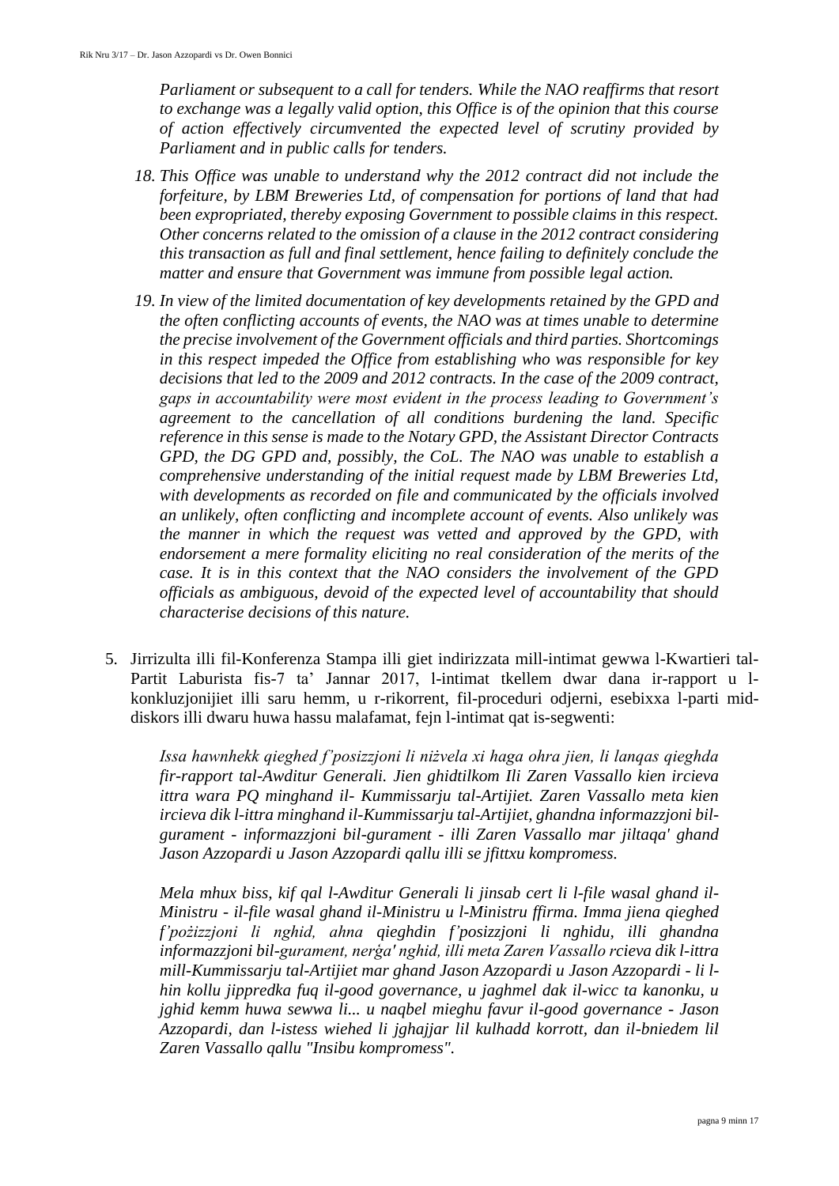*Parliament or subsequent to a call for tenders. While the NAO reaffirms that resort to exchange was a legally valid option, this Office is of the opinion that this course of action effectively circumvented the expected level of scrutiny provided by Parliament and in public calls for tenders.*

*18. This Office was unable to understand why the 2012 contract did not include the forfeiture, by LBM Breweries Ltd, of compensation for portions of land that had been expropriated, thereby exposing Government to possible claims in this respect. Other concerns related to the omission of a clause in the 2012 contract considering this transaction as full and final settlement, hence failing to definitely conclude the matter and ensure that Government was immune from possible legal action.*

*19. In view of the limited documentation of key developments retained by the GPD and the often conflicting accounts of events, the NAO was at times unable to determine the precise involvement of the Government officials and third parties. Shortcomings in this respect impeded the Office from establishing who was responsible for key decisions that led to the 2009 and 2012 contracts. In the case of the 2009 contract, gaps in accountability were most evident in the process leading to Government's agreement to the cancellation of all conditions burdening the land. Specific reference in this sense is made to the Notary GPD, the Assistant Director Contracts GPD, the DG GPD and, possibly, the CoL. The NAO was unable to establish a comprehensive understanding of the initial request made by LBM Breweries Ltd, with developments as recorded on file and communicated by the officials involved an unlikely, often conflicting and incomplete account of events. Also unlikely was the manner in which the request was vetted and approved by the GPD, with endorsement a mere formality eliciting no real consideration of the merits of the case. It is in this context that the NAO considers the involvement of the GPD officials as ambiguous, devoid of the expected level of accountability that should characterise decisions of this nature.*

5. Jirrizulta illi fil-Konferenza Stampa illi giet indirizzata mill-intimat gewwa l-Kwartieri tal-Partit Laburista fis-7 ta' Jannar 2017, l-intimat tkellem dwar dana ir-rapport u l-konkluzjonijiet illi saru hemm, u r-rikorrent, fil-proceduri odjerni, esebixxa l-parti mid-diskors illi dwaru huwa hassu malafamat, fejn l-intimat qat is-segwenti:

*Issa hawnhekk qieghed f'posizzjoni li niżvela xi haga ohra jien, li lanqas qieghda fir-rapport tal-Awditur Generali. Jien ghidtilkom Ili Zaren Vassallo kien ircieva ittra wara PQ minghand il- Kummissarju tal-Artijiet. Zaren Vassallo meta kien ircieva dik l-ittra minghand il-Kummissarju tal-Artijiet, ghandna informazzjoni bil-gurament - informazzjoni bil-gurament - illi Zaren Vassallo mar jiltaqa' ghand Jason Azzopardi u Jason Azzopardi qallu illi se jfittxu kompromess.*

*Mela mhux biss, kif qal l-Awditur Generali li jinsab cert li l-file wasal ghand il-Ministru - il-file wasal ghand il-Ministru u l-Ministru ffirma. Imma jiena qieghed f'pożizzjoni li nghid, ahna qieghdin f'posizzjoni li nghidu, illi ghandna informazzjoni bil-gurament, nerġa' nghid, illi meta Zaren Vassallo rcieva dik l-ittra mill-Kummissarju tal-Artijiet mar ghand Jason Azzopardi u Jason Azzopardi - li l-hin kollu jippredka fuq il-good governance, u jaghmel dak il-wicc ta kanonku, u jghid kemm huwa sewwa li... u naqbel mieghu favur il-good governance - Jason Azzopardi, dan l-istess wiehed li jghajjar lil kulhadd korrott, dan il-bniedem lil Zaren Vassallo qallu "Insibu kompromess".*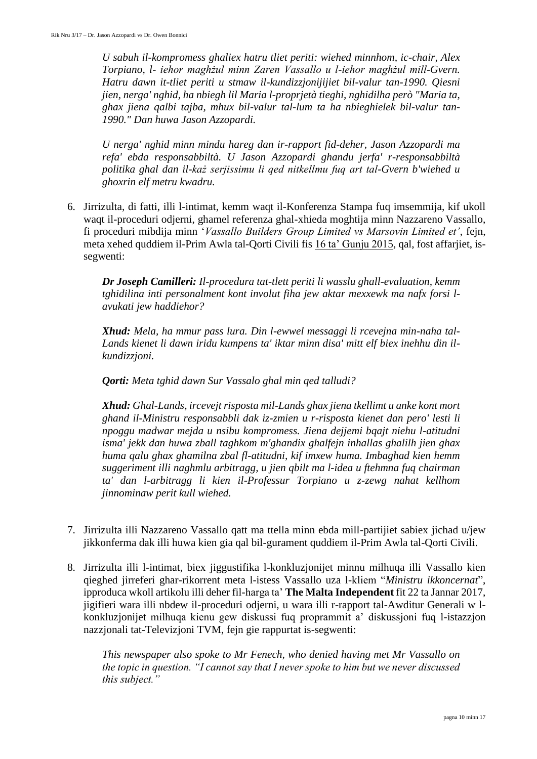*U sabuh il-kompromess ghaliex hatru tliet periti: wiehed minnhom, ic-chair, Alex Torpiano, l- iehor maghżul minn Zaren Vassallo u l-iehor maghżul mill-Gvern. Hatru dawn it-tliet periti u stmaw il-kundizzjonijiet bil-valur tan-1990. Qiesni jien, nerga' nghid, ha nbiegh lil Maria l-proprjetà tieghi, nghidilha però "Maria ta, ghax jiena qalbi tajba, mhux bil-valur tal-lum ta ha nbieghielek bil-valur tan-1990." Dan huwa Jason Azzopardi.*

*U nerga' nghid minn mindu hareg dan ir-rapport fid-deher, Jason Azzopardi ma refa' ebda responsabbiltà. U Jason Azzopardi ghandu jerfa' r-responsabbiltà politika ghal dan il-każ serjissimu li qed nitkellmu fuq art tal-Gvern b'wiehed u ghoxrin elf metru kwadru.*

6. Jirrizulta, di fatti, illi l-intimat, kemm waqt il-Konferenza Stampa fuq imsemmija, kif ukoll waqt il-proceduri odjerni, ghamel referenza ghal-xhieda moghtija minn Nazzareno Vassallo, fi proceduri mibdija minn '*Vassallo Builders Group Limited vs Marsovin Limited et'*, fejn, meta xehed quddiem il-Prim Awla tal-Qorti Civili fis 16 ta' Gunju 2015, qal, fost affarjiet, is-segwenti:

   ***Dr Joseph Camilleri:*** *Il-procedura tat-tlett periti li wasslu ghall-evaluation, kemm tghidilina inti personalment kont involut fiha jew aktar mexxewk ma nafx forsi l-avukati jew haddiehor?*

   ***Xhud:*** *Mela, ha mmur pass lura. Din l-ewwel messaggi li rcevejna min-naha tal-Lands kienet li dawn iridu kumpens ta' iktar minn disa' mitt elf biex inehhu din il-kundizzjoni.*

   ***Qorti:*** *Meta tghid dawn Sur Vassalo ghal min qed talludi?*

   ***Xhud:*** *Ghal-Lands, ircevejt risposta mil-Lands ghax jiena tkellimt u anke kont mort ghand il-Ministru responsabbli dak iz-zmien u r-risposta kienet dan pero' lesti li npoggu madwar mejda u nsibu kompromess. Jiena dejjemi bqajt niehu l-atitudni isma' jekk dan huwa zball taghkom m'ghandix ghalfejn inhallas ghalilh jien ghax huma qalu ghax ghamilna zbal fl-atitudni, kif imxew huma. Imbaghad kien hemm suggeriment illi naghmlu arbitragg, u jien qbilt ma l-idea u ftehmna fuq chairman ta' dan l-arbitragg li kien il-Professur Torpiano u z-zewg nahat kellhom jinnominaw perit kull wiehed.*

7. Jirrizulta illi Nazzareno Vassallo qatt ma ttella minn ebda mill-partijiet sabiex jichad u/jew jikkonferma dak illi huwa kien gia qal bil-gurament quddiem il-Prim Awla tal-Qorti Civili.

8. Jirrizulta illi l-intimat, biex jiggustifika l-konkluzjonijet minnu milhuqa illi Vassallo kien qieghed jirreferi ghar-rikorrent meta l-istess Vassallo uza l-kliem "*Ministru ikkoncernat*", ipproduca wkoll artikolu illi deher fil-harga ta' **The Malta Independent** fit 22 ta Jannar 2017, jigifieri wara illi nbdew il-proceduri odjerni, u wara illi r-rapport tal-Awditur Generali w l-konkluzjonijet milhuqa kienu gew diskussi fuq proprammit a' diskussjoni fuq l-istazzjon nazzjonali tat-Televizjoni TVM, fejn gie rappurtat is-segwenti:

   *This newspaper also spoke to Mr Fenech, who denied having met Mr Vassallo on the topic in question. "I cannot say that I never spoke to him but we never discussed this subject."*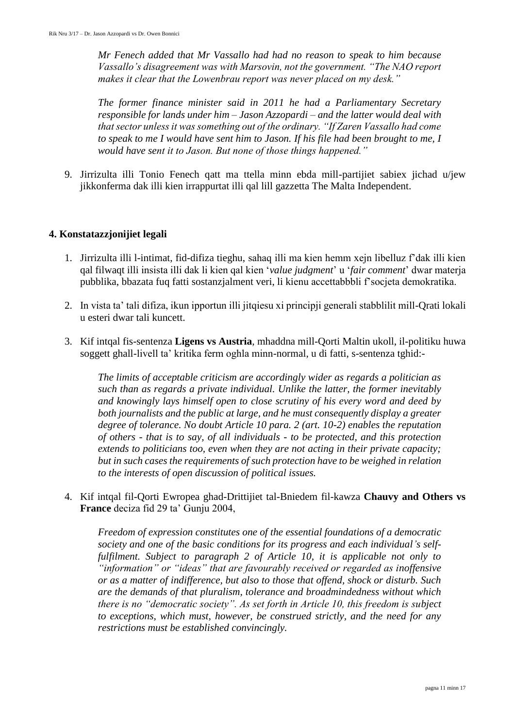*Mr Fenech added that Mr Vassallo had had no reason to speak to him because Vassallo's disagreement was with Marsovin, not the government. "The NAO report makes it clear that the Lowenbrau report was never placed on my desk."*

*The former finance minister said in 2011 he had a Parliamentary Secretary responsible for lands under him – Jason Azzopardi – and the latter would deal with that sector unless it was something out of the ordinary. "If Zaren Vassallo had come to speak to me I would have sent him to Jason. If his file had been brought to me, I would have sent it to Jason. But none of those things happened."*

9. Jirrizulta illi Tonio Fenech qatt ma ttella minn ebda mill-partijiet sabiex jichad u/jew jikkonferma dak illi kien irrappurtat illi qal lill gazzetta The Malta Independent.

## 4. Konstatazzjonijiet legali

1. Jirrizulta illi l-intimat, fid-difiza tieghu, sahaq illi ma kien hemm xejn libelluz f'dak illi kien qal filwaqt illi insista illi dak li kien qal kien '*value judgment*' u '*fair comment*' dwar materja pubblika, bbazata fuq fatti sostanzjalment veri, li kienu accettabbbli f'socjeta demokratika.

2. In vista ta' tali difiza, ikun ipportun illi jitqiesu xi principji generali stabblilit mill-Qrati lokali u esteri dwar tali kuncett.

3. Kif intqal fis-sentenza **Ligens vs Austria**, mhaddna mill-Qorti Maltin ukoll, il-politiku huwa soggett ghall-livell ta' kritika ferm oghla minn-normal, u di fatti, s-sentenza tghid:-

   *The limits of acceptable criticism are accordingly wider as regards a politician as such than as regards a private individual. Unlike the latter, the former inevitably and knowingly lays himself open to close scrutiny of his every word and deed by both journalists and the public at large, and he must consequently display a greater degree of tolerance. No doubt Article 10 para. 2 (art. 10-2) enables the reputation of others - that is to say, of all individuals - to be protected, and this protection extends to politicians too, even when they are not acting in their private capacity; but in such cases the requirements of such protection have to be weighed in relation to the interests of open discussion of political issues.*

4. Kif intqal fil-Qorti Ewropea ghad-Drittijiet tal-Bniedem fil-kawza **Chauvy and Others vs France** deciza fid 29 ta' Gunju 2004,

   *Freedom of expression constitutes one of the essential foundations of a democratic society and one of the basic conditions for its progress and each individual's self-fulfilment. Subject to paragraph 2 of Article 10, it is applicable not only to "information" or "ideas" that are favourably received or regarded as inoffensive or as a matter of indifference, but also to those that offend, shock or disturb. Such are the demands of that pluralism, tolerance and broadmindedness without which there is no "democratic society". As set forth in Article 10, this freedom is subject to exceptions, which must, however, be construed strictly, and the need for any restrictions must be established convincingly.*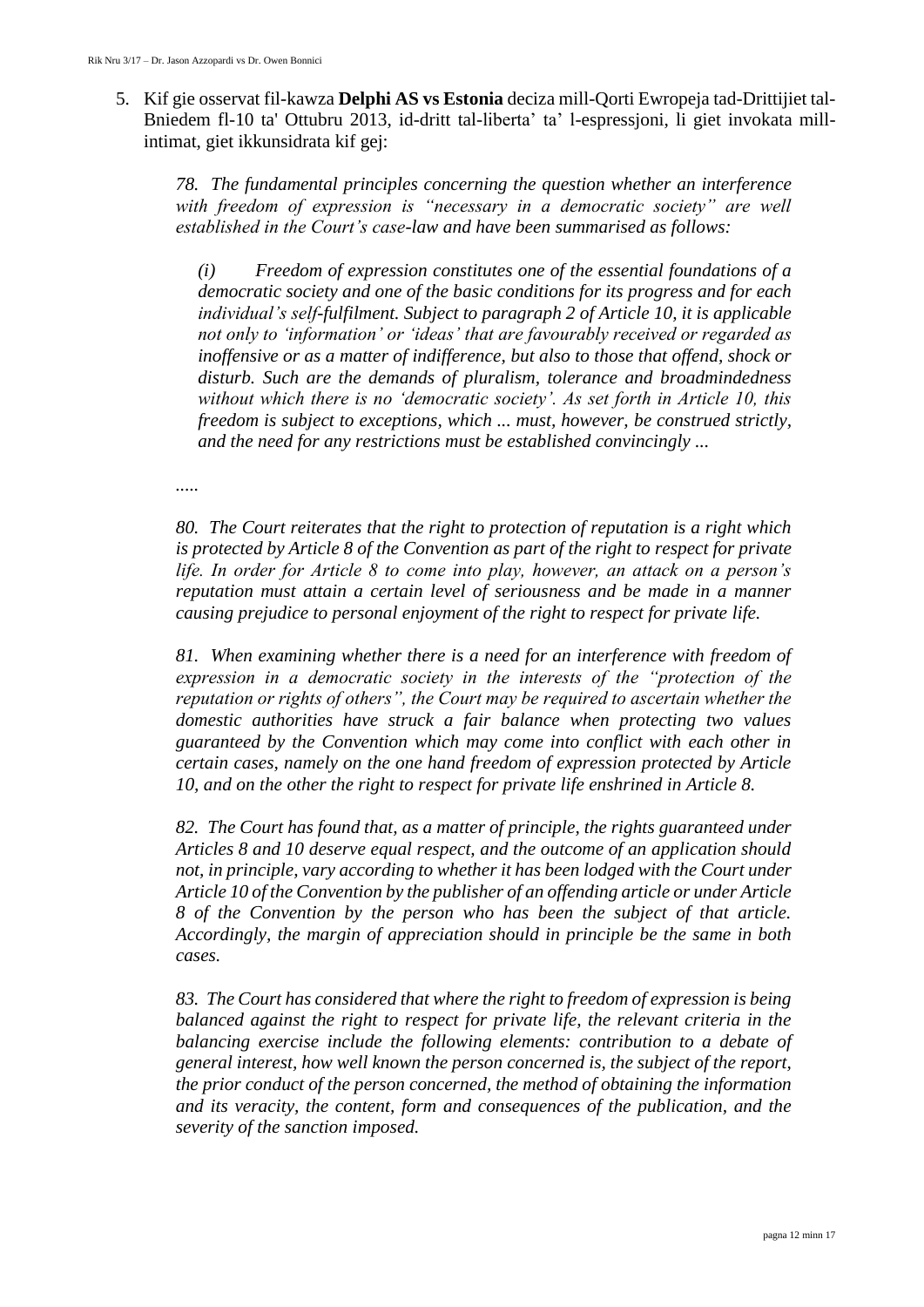5. Kif gie osservat fil-kawza **Delphi AS vs Estonia** deciza mill-Qorti Ewropeja tad-Drittijiet tal-Bniedem fl-10 ta' Ottubru 2013, id-dritt tal-liberta' ta' l-espressjoni, li giet invokata mill-intimat, giet ikkunsidrata kif gej:

   *78. The fundamental principles concerning the question whether an interference with freedom of expression is "necessary in a democratic society" are well established in the Court's case-law and have been summarised as follows:*

   *(i) Freedom of expression constitutes one of the essential foundations of a democratic society and one of the basic conditions for its progress and for each individual's self-fulfilment. Subject to paragraph 2 of Article 10, it is applicable not only to 'information' or 'ideas' that are favourably received or regarded as inoffensive or as a matter of indifference, but also to those that offend, shock or disturb. Such are the demands of pluralism, tolerance and broadmindedness without which there is no 'democratic society'. As set forth in Article 10, this freedom is subject to exceptions, which ... must, however, be construed strictly, and the need for any restrictions must be established convincingly ...*

   *.....*

   *80. The Court reiterates that the right to protection of reputation is a right which is protected by Article 8 of the Convention as part of the right to respect for private life. In order for Article 8 to come into play, however, an attack on a person's reputation must attain a certain level of seriousness and be made in a manner causing prejudice to personal enjoyment of the right to respect for private life.*

   *81. When examining whether there is a need for an interference with freedom of expression in a democratic society in the interests of the "protection of the reputation or rights of others", the Court may be required to ascertain whether the domestic authorities have struck a fair balance when protecting two values guaranteed by the Convention which may come into conflict with each other in certain cases, namely on the one hand freedom of expression protected by Article 10, and on the other the right to respect for private life enshrined in Article 8.*

   *82. The Court has found that, as a matter of principle, the rights guaranteed under Articles 8 and 10 deserve equal respect, and the outcome of an application should not, in principle, vary according to whether it has been lodged with the Court under Article 10 of the Convention by the publisher of an offending article or under Article 8 of the Convention by the person who has been the subject of that article. Accordingly, the margin of appreciation should in principle be the same in both cases.*

   *83. The Court has considered that where the right to freedom of expression is being balanced against the right to respect for private life, the relevant criteria in the balancing exercise include the following elements: contribution to a debate of general interest, how well known the person concerned is, the subject of the report, the prior conduct of the person concerned, the method of obtaining the information and its veracity, the content, form and consequences of the publication, and the severity of the sanction imposed.*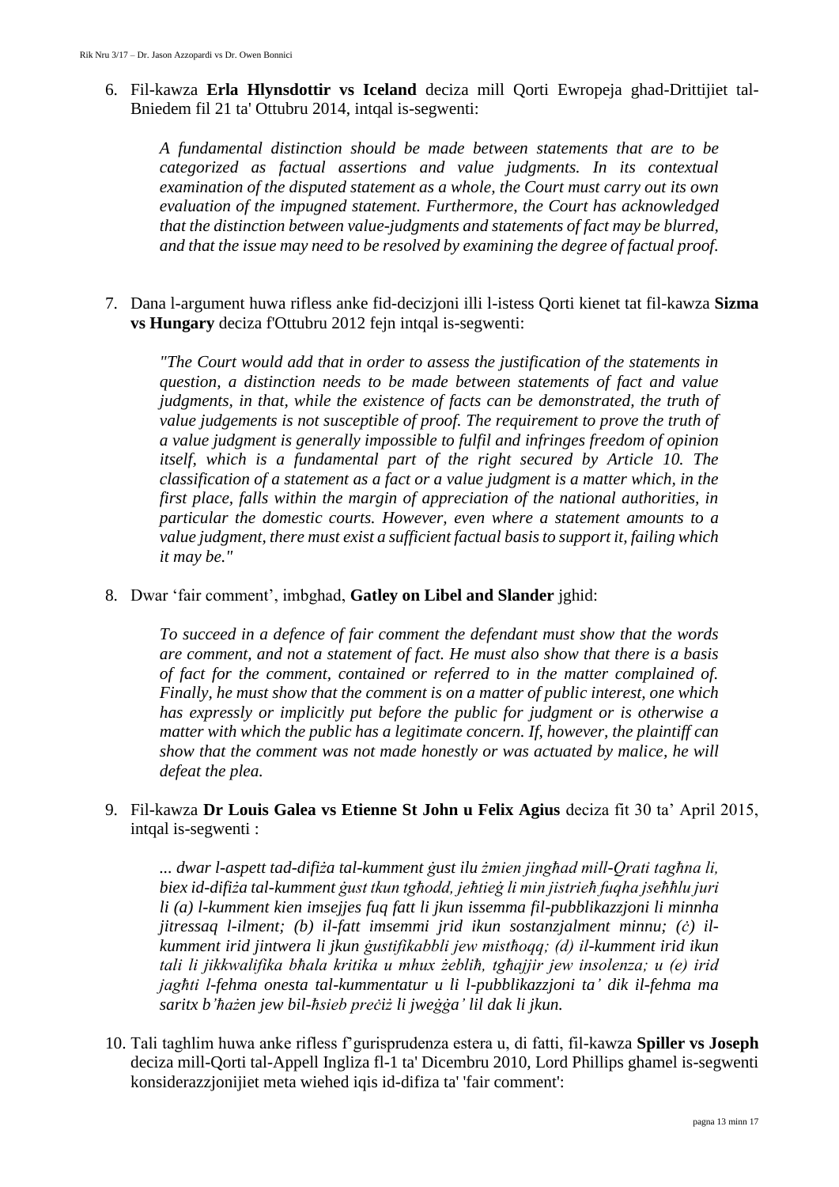6. Fil-kawza **Erla Hlynsdottir vs Iceland** deciza mill Qorti Ewropeja ghad-Drittijiet tal-Bniedem fil 21 ta' Ottubru 2014, intqal is-segwenti:

   *A fundamental distinction should be made between statements that are to be categorized as factual assertions and value judgments. In its contextual examination of the disputed statement as a whole, the Court must carry out its own evaluation of the impugned statement. Furthermore, the Court has acknowledged that the distinction between value-judgments and statements of fact may be blurred, and that the issue may need to be resolved by examining the degree of factual proof.*

7. Dana l-argument huwa rifless anke fid-decizjoni illi l-istess Qorti kienet tat fil-kawza **Sizma vs Hungary** deciza f'Ottubru 2012 fejn intqal is-segwenti:

   *"The Court would add that in order to assess the justification of the statements in question, a distinction needs to be made between statements of fact and value judgments, in that, while the existence of facts can be demonstrated, the truth of value judgements is not susceptible of proof. The requirement to prove the truth of a value judgment is generally impossible to fulfil and infringes freedom of opinion itself, which is a fundamental part of the right secured by Article 10. The classification of a statement as a fact or a value judgment is a matter which, in the first place, falls within the margin of appreciation of the national authorities, in particular the domestic courts. However, even where a statement amounts to a value judgment, there must exist a sufficient factual basis to support it, failing which it may be."*

8. Dwar 'fair comment', imbghad, **Gatley on Libel and Slander** jghid:

   *To succeed in a defence of fair comment the defendant must show that the words are comment, and not a statement of fact. He must also show that there is a basis of fact for the comment, contained or referred to in the matter complained of. Finally, he must show that the comment is on a matter of public interest, one which has expressly or implicitly put before the public for judgment or is otherwise a matter with which the public has a legitimate concern. If, however, the plaintiff can show that the comment was not made honestly or was actuated by malice, he will defeat the plea.*

9. Fil-kawza **Dr Louis Galea vs Etienne St John u Felix Agius** deciza fit 30 ta' April 2015, intqal is-segwenti :

   *... dwar l-aspett tad-difiża tal-kumment ġust ilu żmien jingħad mill-Qrati tagħna li, biex id-difiża tal-kumment ġust tkun tgħodd, jeħtieġ li min jistrieħ fuqha jseħħlu juri li (a) l-kumment kien imsejjes fuq fatt li jkun issemma fil-pubblikazzjoni li minnha jitressaq l-ilment; (b) il-fatt imsemmi jrid ikun sostanzjalment minnu; (ċ) il-kumment irid jintwera li jkun ġustifikabbli jew mistħoqq; (d) il-kumment irid ikun tali li jikkwalifika bħala kritika u mhux żebliħ, tgħajjir jew insolenza; u (e) irid jagħti l-fehma onesta tal-kummentatur u li l-pubblikazzjoni ta' dik il-fehma ma saritx b'ħażen jew bil-ħsieb preċiż li jweġġa' lil dak li jkun.*

10. Tali taghlim huwa anke rifless f'gurisprudenza estera u, di fatti, fil-kawza **Spiller vs Joseph** deciza mill-Qorti tal-Appell Ingliza fl-1 ta' Dicembru 2010, Lord Phillips ghamel is-segwenti konsiderazzjonijiet meta wiehed iqis id-difiza ta' 'fair comment':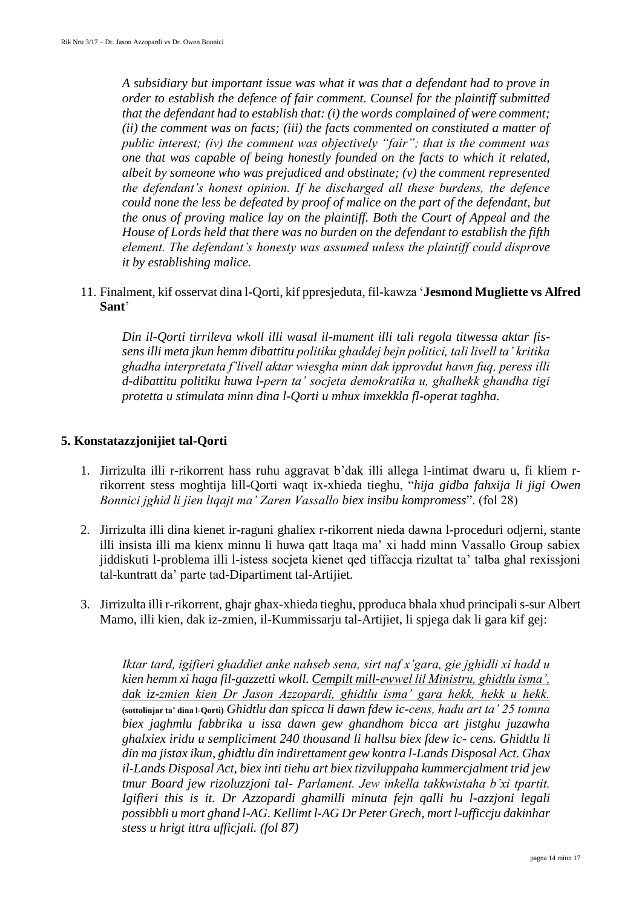*A subsidiary but important issue was what it was that a defendant had to prove in order to establish the defence of fair comment. Counsel for the plaintiff submitted that the defendant had to establish that: (i) the words complained of were comment; (ii) the comment was on facts; (iii) the facts commented on constituted a matter of public interest; (iv) the comment was objectively "fair"; that is the comment was one that was capable of being honestly founded on the facts to which it related, albeit by someone who was prejudiced and obstinate; (v) the comment represented the defendant's honest opinion. If he discharged all these burdens, the defence could none the less be defeated by proof of malice on the part of the defendant, but the onus of proving malice lay on the plaintiff. Both the Court of Appeal and the House of Lords held that there was no burden on the defendant to establish the fifth element. The defendant's honesty was assumed unless the plaintiff could disprove it by establishing malice.*

11. Finalment, kif osservat dina l-Qorti, kif ppresjeduta, fil-kawza '**Jesmond Mugliette vs Alfred Sant**'

*Din il-Qorti tirrileva wkoll illi wasal il-mument illi tali regola titwessa aktar fis-sens illi meta jkun hemm dibattitu politiku ghaddej bejn politici, tali livell ta' kritika ghadha interpretata f'livell aktar wiesgha minn dak ipprovdut hawn fuq, peress illi d-dibattitu politiku huwa l-pern ta' socjeta demokratika u, ghalhekk ghandha tigi protetta u stimulata minn dina l-Qorti u mhux imxekkla fl-operat taghha.*

## 5. Konstatazzjonijiet tal-Qorti

1. Jirrizulta illi r-rikorrent hass ruhu aggravat b'dak illi allega l-intimat dwaru u, fi kliem r-rikorrent stess moghtija lill-Qorti waqt ix-xhieda tieghu, "*hija gidba fahxija li jigi Owen Bonnici jghid li jien ltqajt ma' Zaren Vassallo biex insibu kompromess*". (fol 28)

2. Jirrizulta illi dina kienet ir-raguni ghaliex r-rikorrent nieda dawna l-proceduri odjerni, stante illi insista illi ma kienx minnu li huwa qatt ltaqa ma' xi hadd minn Vassallo Group sabiex jiddiskuti l-problema illi l-istess socjeta kienet qed tiffaccja rizultat ta' talba ghal rexissjoni tal-kuntratt da' parte tad-Dipartiment tal-Artijiet.

3. Jirrizulta illi r-rikorrent, ghajr ghax-xhieda tieghu, pproduca bhala xhud principali s-sur Albert Mamo, illi kien, dak iz-zmien, il-Kummissarju tal-Artijiet, li spjega dak li gara kif gej:

*Iktar tard, igifieri ghaddiet anke nahseb sena, sirt naf x'gara, gie jghidli xi hadd u kien hemm xi haga fil-gazzetti wkoll. <u>Cempilt mill-ewwel lil Ministru, ghidtlu isma', dak iz-zmien kien Dr Jason Azzopardi, ghidtlu isma' gara hekk, hekk u hekk.</u>* **(sottolinjar ta' dina l-Qorti)** *Ghidtlu dan spicca li dawn fdew ic-cens, hadu art ta' 25 tomna biex jaghmlu fabbrika u issa dawn gew ghandhom bicca art jistghu juzawha ghalxiex iridu u sempliciment 240 thousand li hallsu biex fdew ic- cens. Ghidtlu li din ma jistax ikun, ghidtlu din indirettament gew kontra l-Lands Disposal Act. Ghax il-Lands Disposal Act, biex inti tiehu art biex tizviluppaha kummercjalment trid jew tmur Board jew rizoluzzjoni tal- Parlament. Jew inkella takkwistaha b'xi tpartit. Igifieri this is it. Dr Azzopardi ghamilli minuta fejn qalli hu l-azzjoni legali possibbli u mort ghand l-AG. Kellimt l-AG Dr Peter Grech, mort l-ufficcju dakinhar stess u hrigt ittra ufficjali. (fol 87)*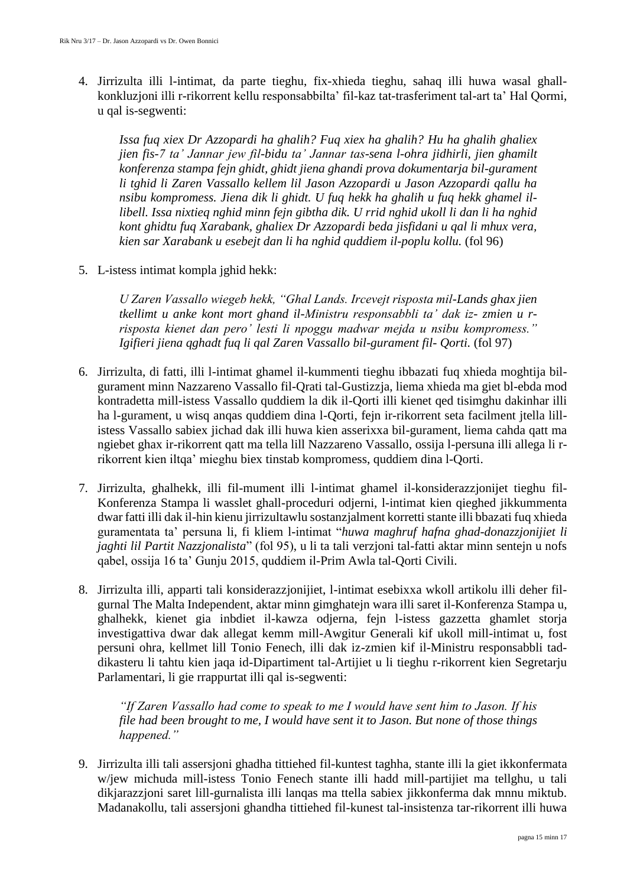4. Jirrizulta illi l-intimat, da parte tieghu, fix-xhieda tieghu, sahaq illi huwa wasal ghall-konkluzjoni illi r-rikorrent kellu responsabbilta' fil-kaz tat-trasferiment tal-art ta' Hal Qormi, u qal is-segwenti:

   > *Issa fuq xiex Dr Azzopardi ha ghalih? Fuq xiex ha ghalih? Hu ha ghalih ghaliex jien fis-7 ta' Jannar jew fil-bidu ta' Jannar tas-sena l-ohra jidhirli, jien ghamilt konferenza stampa fejn ghidt, ghidt jiena ghandi prova dokumentarja bil-gurament li tghid li Zaren Vassallo kellem lil Jason Azzopardi u Jason Azzopardi qallu ha nsibu kompromess. Jiena dik li ghidt. U fuq hekk ha ghalih u fuq hekk ghamel il-libell. Issa nixtieq nghid minn fejn gibtha dik. U rrid nghid ukoll li dan li ha nghid kont ghidtu fuq Xarabank, ghaliex Dr Azzopardi beda jisfidani u qal li mhux vera, kien sar Xarabank u esebejt dan li ha nghid quddiem il-poplu kollu.* (fol 96)

5. L-istess intimat kompla jghid hekk:

   > *U Zaren Vassallo wiegeb hekk, "Ghal Lands. Ircevejt risposta mil-Lands ghax jien tkellimt u anke kont mort ghand il-Ministru responsabbli ta' dak iz- zmien u r-risposta kienet dan pero' lesti li npoggu madwar mejda u nsibu kompromess." Igifieri jiena qghadt fuq li qal Zaren Vassallo bil-gurament fil- Qorti.* (fol 97)

6. Jirrizulta, di fatti, illi l-intimat ghamel il-kummenti tieghu ibbazati fuq xhieda moghtija bil-gurament minn Nazzareno Vassallo fil-Qrati tal-Gustizzja, liema xhieda ma giet bl-ebda mod kontradetta mill-istess Vassallo quddiem la dik il-Qorti illi kienet qed tisimghu dakinhar illi ha l-gurament, u wisq anqas quddiem dina l-Qorti, fejn ir-rikorrent seta facilment jtella lill-istess Vassallo sabiex jichad dak illi huwa kien asserixxa bil-gurament, liema cahda qatt ma ngiebet ghax ir-rikorrent qatt ma tella lill Nazzareno Vassallo, ossija l-persuna illi allega li r-rikorrent kien iltqa' mieghu biex tinstab kompromess, quddiem dina l-Qorti.

7. Jirrizulta, ghalhekk, illi fil-mument illi l-intimat ghamel il-konsiderazzjonijet tieghu fil-Konferenza Stampa li wasslet ghall-proceduri odjerni, l-intimat kien qieghed jikkummenta dwar fatti illi dak il-hin kienu jirrizultawlu sostanzjalment korretti stante illi bbazati fuq xhieda guramentata ta' persuna li, fi kliem l-intimat "*huwa maghruf hafna ghad-donazzjonijiet li jaghti lil Partit Nazzjonalista*" (fol 95), u li ta tali verzjoni tal-fatti aktar minn sentejn u nofs qabel, ossija 16 ta' Gunju 2015, quddiem il-Prim Awla tal-Qorti Civili.

8. Jirrizulta illi, apparti tali konsiderazzjonijiet, l-intimat esebixxa wkoll artikolu illi deher fil-gurnal The Malta Independent, aktar minn gimghatejn wara illi saret il-Konferenza Stampa u, ghalhekk, kienet gia inbdiet il-kawza odjerna, fejn l-istess gazzetta ghamlet storja investigattiva dwar dak allegat kemm mill-Awgitur Generali kif ukoll mill-intimat u, fost persuni ohra, kellmet lill Tonio Fenech, illi dak iz-zmien kif il-Ministru responsabbli tad-dikasteru li tahtu kien jaqa id-Dipartiment tal-Artijiet u li tieghu r-rikorrent kien Segretarju Parlamentari, li gie rrappurtat illi qal is-segwenti:

   > *"If Zaren Vassallo had come to speak to me I would have sent him to Jason. If his file had been brought to me, I would have sent it to Jason. But none of those things happened."*

9. Jirrizulta illi tali assersjoni ghadha tittiehed fil-kuntest taghha, stante illi la giet ikkonfermata w/jew michuda mill-istess Tonio Fenech stante illi hadd mill-partijiet ma tellghu, u tali dikjarazzjoni saret lill-gurnalista illi lanqas ma ttella sabiex jikkonferma dak mnnu miktub. Madanakollu, tali assersjoni ghandha tittiehed fil-kunest tal-insistenza tar-rikorrent illi huwa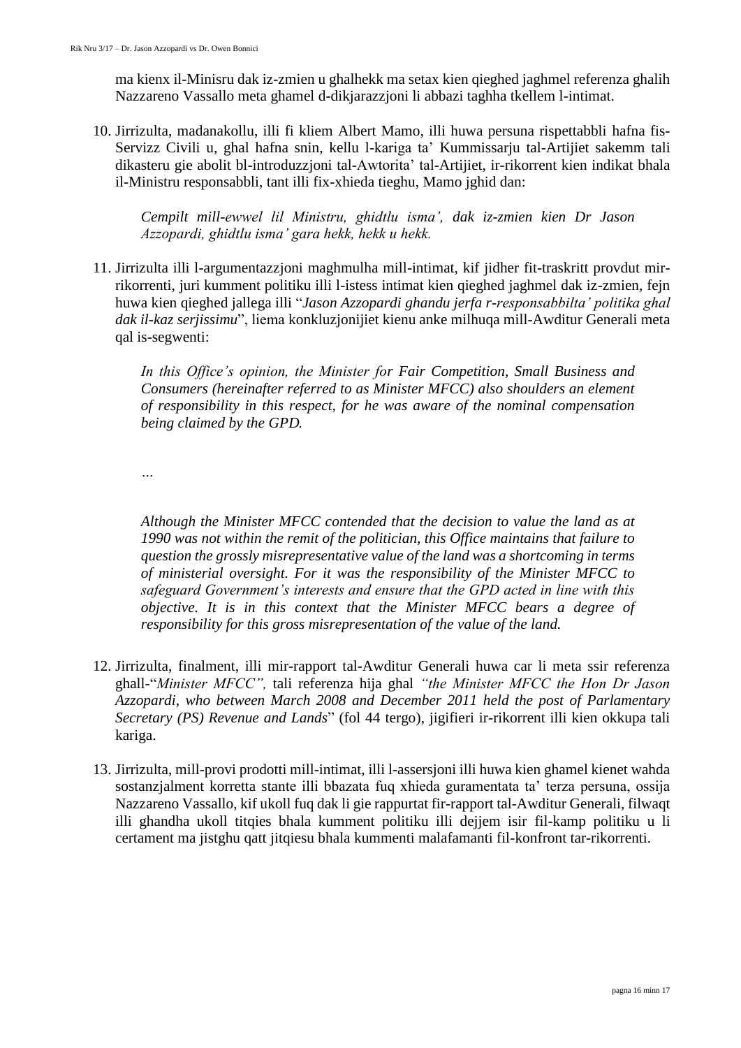ma kienx il-Minisru dak iz-zmien u ghalhekk ma setax kien qieghed jaghmel referenza ghalih Nazzareno Vassallo meta ghamel d-dikjarazzjoni li abbazi taghha tkellem l-intimat.

10. Jirrizulta, madanakollu, illi fi kliem Albert Mamo, illi huwa persuna rispettabbli hafna fis-Servizz Civili u, ghal hafna snin, kellu l-kariga ta' Kummissarju tal-Artijiet sakemm tali dikasteru gie abolit bl-introduzzjoni tal-Awtorita' tal-Artijiet, ir-rikorrent kien indikat bhala il-Ministru responsabbli, tant illi fix-xhieda tieghu, Mamo jghid dan:

    *Cempilt mill-ewwel lil Ministru, ghidtlu isma', dak iz-zmien kien Dr Jason Azzopardi, ghidtlu isma' gara hekk, hekk u hekk.*

11. Jirrizulta illi l-argumentazzjoni maghmulha mill-intimat, kif jidher fit-traskritt provdut mir-rikorrenti, juri kumment politiku illi l-istess intimat kien qieghed jaghmel dak iz-zmien, fejn huwa kien qieghed jallega illi "*Jason Azzopardi ghandu jerfa r-responsabbilta' politika ghal dak il-kaz serjissimu*", liema konkluzjonijiet kienu anke milhuqa mill-Awditur Generali meta qal is-segwenti:

    *In this Office's opinion, the Minister for Fair Competition, Small Business and Consumers (hereinafter referred to as Minister MFCC) also shoulders an element of responsibility in this respect, for he was aware of the nominal compensation being claimed by the GPD.*

    *…*

    *Although the Minister MFCC contended that the decision to value the land as at 1990 was not within the remit of the politician, this Office maintains that failure to question the grossly misrepresentative value of the land was a shortcoming in terms of ministerial oversight. For it was the responsibility of the Minister MFCC to safeguard Government's interests and ensure that the GPD acted in line with this objective. It is in this context that the Minister MFCC bears a degree of responsibility for this gross misrepresentation of the value of the land.*

12. Jirrizulta, finalment, illi mir-rapport tal-Awditur Generali huwa car li meta ssir referenza ghall-"*Minister MFCC",* tali referenza hija ghal *"the Minister MFCC the Hon Dr Jason Azzopardi, who between March 2008 and December 2011 held the post of Parlamentary Secretary (PS) Revenue and Lands*" (fol 44 tergo), jigifieri ir-rikorrent illi kien okkupa tali kariga.

13. Jirrizulta, mill-provi prodotti mill-intimat, illi l-assersjoni illi huwa kien ghamel kienet wahda sostanzjalment korretta stante illi bbazata fuq xhieda guramentata ta' terza persuna, ossija Nazzareno Vassallo, kif ukoll fuq dak li gie rappurtat fir-rapport tal-Awditur Generali, filwaqt illi ghandha ukoll titqies bhala kumment politiku illi dejjem isir fil-kamp politiku u li certament ma jistghu qatt jitqiesu bhala kummenti malafamanti fil-konfront tar-rikorrenti.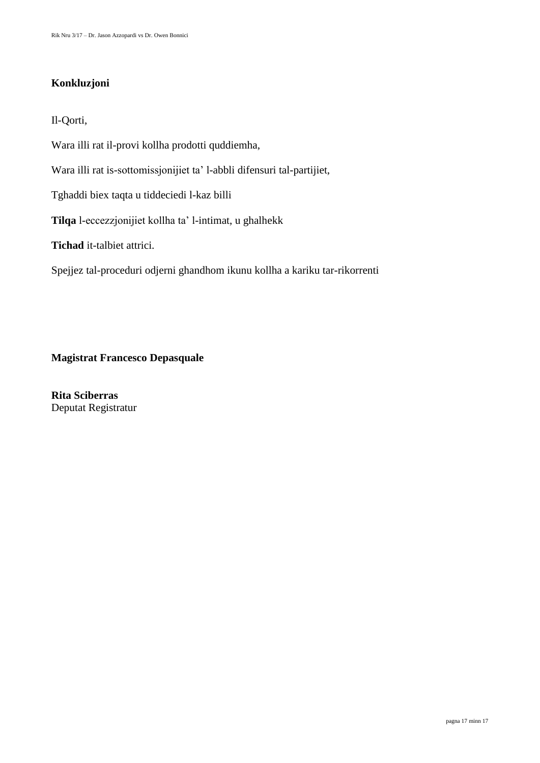**Konkluzjoni**

Il-Qorti,

Wara illi rat il-provi kollha prodotti quddiemha,

Wara illi rat is-sottomissjonijiet ta' l-abbli difensuri tal-partijiet,

Tghaddi biex taqta u tiddeciedi l-kaz billi

**Tilqa** l-eccezzjonijiet kollha ta' l-intimat, u ghalhekk

**Tichad** it-talbiet attrici.

Spejjez tal-proceduri odjerni ghandhom ikunu kollha a kariku tar-rikorrenti

**Magistrat Francesco Depasquale**

**Rita Sciberras**
Deputat Registratur